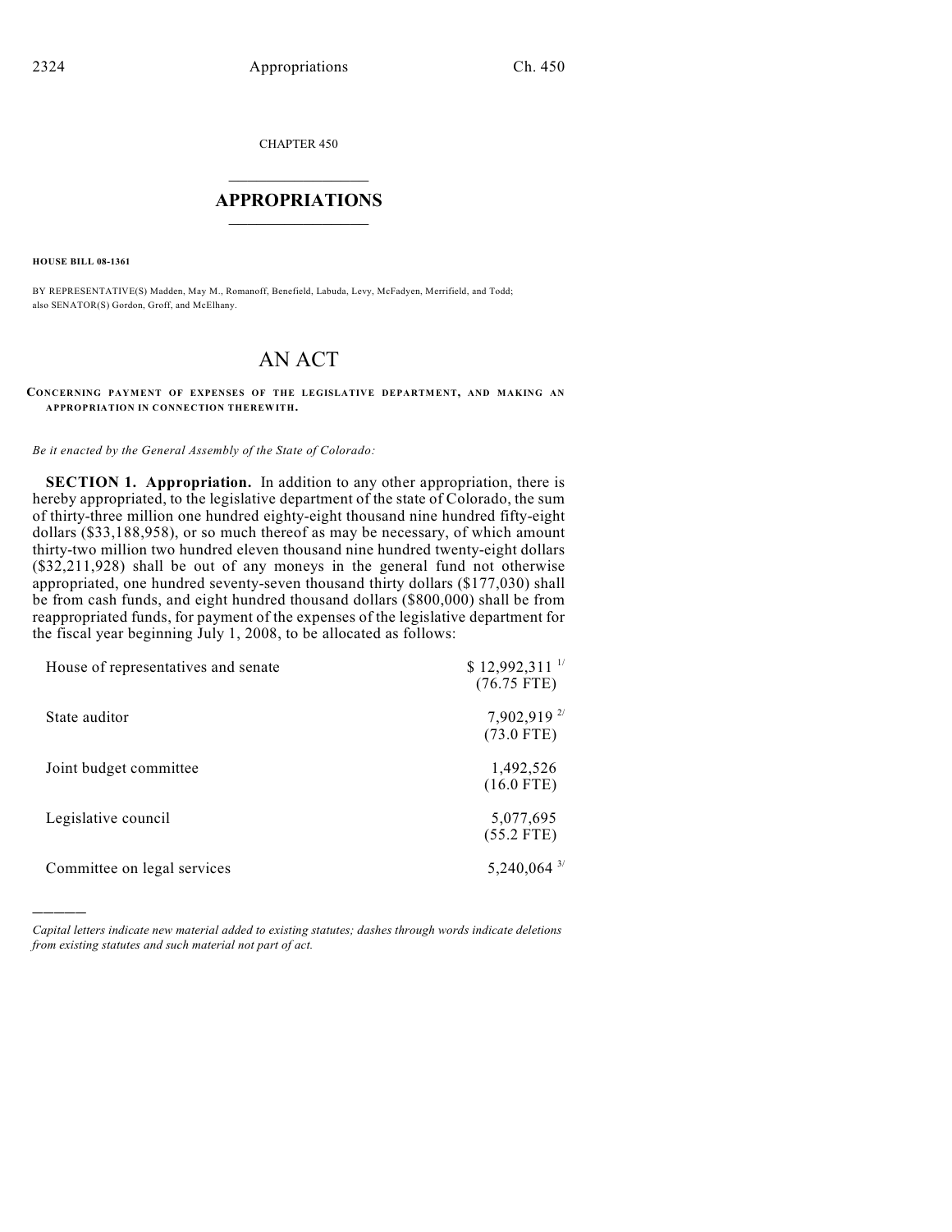CHAPTER 450

## APPROPRIATIONS

**HOUSE BILL 08-1361**

BY REPRESENTATIVE(S) Madden, May M., Romanoff, Benefield, Labuda, Levy, McFadyen, Merrifield, and Todd; also SENATOR(S) Gordon, Groff, and McElhany.

# AN ACT

**CONCERNING PAYMENT OF EXPENSES OF THE LEGISLATIVE DEPARTMENT, AND MAKING AN APPROPRIATION IN CONNECTION THEREWITH.**

*Be it enacted by the General Assembly of the State of Colorado:*

**SECTION 1. Appropriation.** In addition to any other appropriation, there is hereby appropriated, to the legislative department of the state of Colorado, the sum of thirty-three million one hundred eighty-eight thousand nine hundred fifty-eight dollars ($33,188,958), or so much thereof as may be necessary, of which amount thirty-two million two hundred eleven thousand nine hundred twenty-eight dollars ($32,211,928) shall be out of any moneys in the general fund not otherwise appropriated, one hundred seventy-seven thousand thirty dollars ($177,030) shall be from cash funds, and eight hundred thousand dollars ($800,000) shall be from reappropriated funds, for payment of the expenses of the legislative department for the fiscal year beginning July 1, 2008, to be allocated as follows:

| | |
|---|---|
| House of representatives and senate | $ 12,992,311 [1/] (76.75 FTE) |
| State auditor | 7,902,919 [2/] (73.0 FTE) |
| Joint budget committee | 1,492,526 (16.0 FTE) |
| Legislative council | 5,077,695 (55.2 FTE) |
| Committee on legal services | 5,240,064 [3/] |

*Capital letters indicate new material added to existing statutes; dashes through words indicate deletions from existing statutes and such material not part of act.*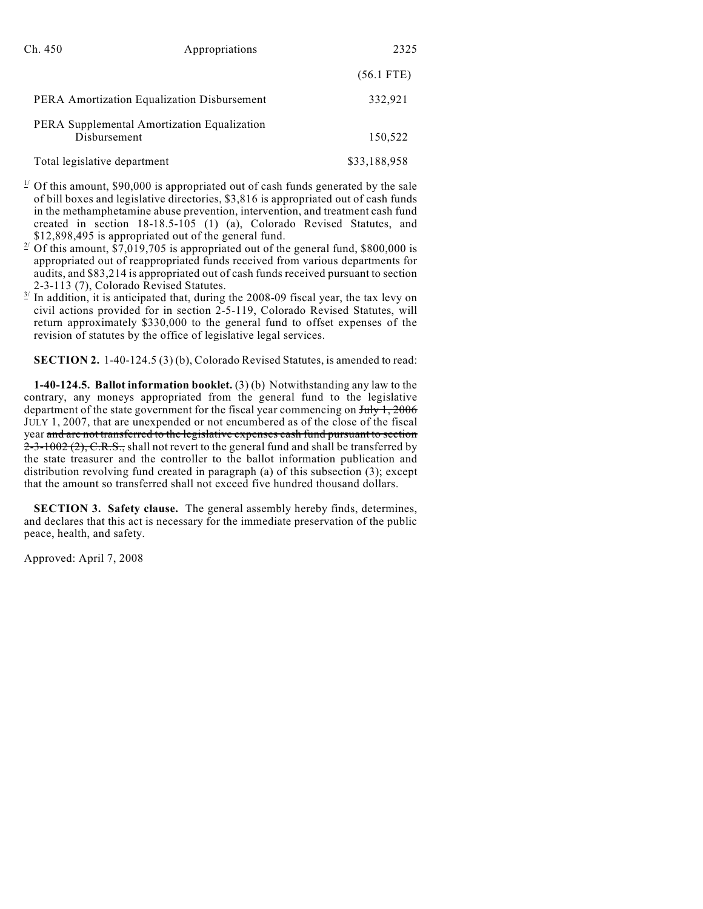| | |
|---|---|
| | (56.1 FTE) |
| PERA Amortization Equalization Disbursement | 332,921 |
| PERA Supplemental Amortization Equalization Disbursement | 150,522 |
| Total legislative department | $33,188,958 |

[1/] Of this amount, $90,000 is appropriated out of cash funds generated by the sale of bill boxes and legislative directories, $3,816 is appropriated out of cash funds in the methamphetamine abuse prevention, intervention, and treatment cash fund created in section 18-18.5-105 (1) (a), Colorado Revised Statutes, and $12,898,495 is appropriated out of the general fund.

[2/] Of this amount, $7,019,705 is appropriated out of the general fund, $800,000 is appropriated out of reappropriated funds received from various departments for audits, and $83,214 is appropriated out of cash funds received pursuant to section 2-3-113 (7), Colorado Revised Statutes.

[3/] In addition, it is anticipated that, during the 2008-09 fiscal year, the tax levy on civil actions provided for in section 2-5-119, Colorado Revised Statutes, will return approximately $330,000 to the general fund to offset expenses of the revision of statutes by the office of legislative legal services.

**SECTION 2.** 1-40-124.5 (3) (b), Colorado Revised Statutes, is amended to read:

**1-40-124.5. Ballot information booklet.** (3) (b) Notwithstanding any law to the contrary, any moneys appropriated from the general fund to the legislative department of the state government for the fiscal year commencing on ~~July 1, 2006~~ JULY 1, 2007, that are unexpended or not encumbered as of the close of the fiscal year ~~and are not transferred to the legislative expenses cash fund pursuant to section 2-3-1002 (2), C.R.S.,~~ shall not revert to the general fund and shall be transferred by the state treasurer and the controller to the ballot information publication and distribution revolving fund created in paragraph (a) of this subsection (3); except that the amount so transferred shall not exceed five hundred thousand dollars.

**SECTION 3. Safety clause.** The general assembly hereby finds, determines, and declares that this act is necessary for the immediate preservation of the public peace, health, and safety.

Approved: April 7, 2008